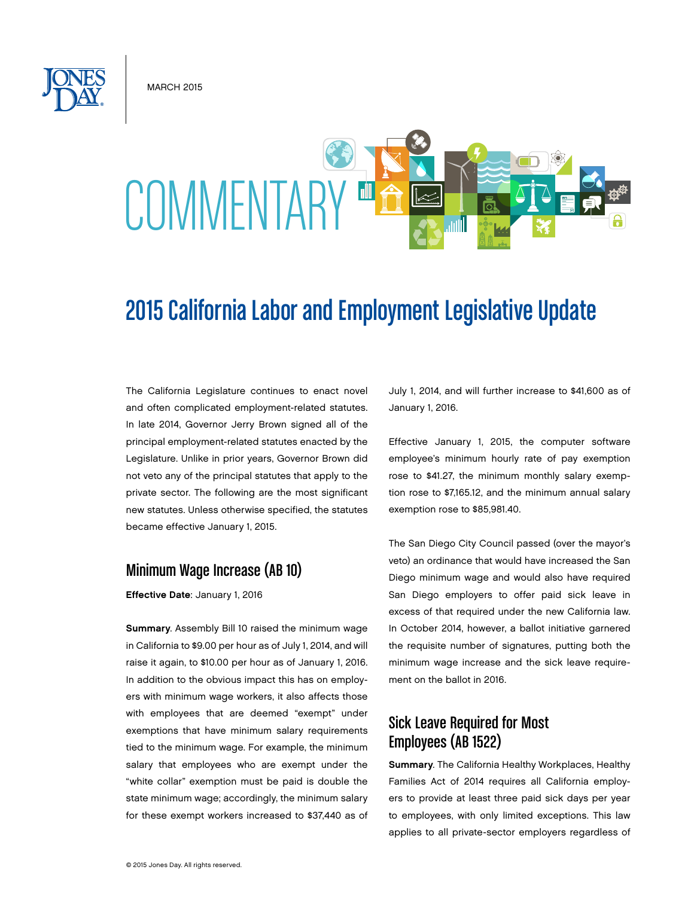MARCH 2015

COMMENTARY

# 2015 California Labor and Employment Legislative Update

The California Legislature continues to enact novel and often complicated employment-related statutes. In late 2014, Governor Jerry Brown signed all of the principal employment-related statutes enacted by the Legislature. Unlike in prior years, Governor Brown did not veto any of the principal statutes that apply to the private sector. The following are the most significant new statutes. Unless otherwise specified, the statutes became effective January 1, 2015.

## Minimum Wage Increase (AB 10)

**Effective Date**: January 1, 2016

**Summary**. Assembly Bill 10 raised the minimum wage in California to $9.00 per hour as of July 1, 2014, and will raise it again, to $10.00 per hour as of January 1, 2016. In addition to the obvious impact this has on employers with minimum wage workers, it also affects those with employees that are deemed "exempt" under exemptions that have minimum salary requirements tied to the minimum wage. For example, the minimum salary that employees who are exempt under the "white collar" exemption must be paid is double the state minimum wage; accordingly, the minimum salary for these exempt workers increased to $37,440 as of July 1, 2014, and will further increase to $41,600 as of January 1, 2016.

Effective January 1, 2015, the computer software employee's minimum hourly rate of pay exemption rose to $41.27, the minimum monthly salary exemption rose to $7,165.12, and the minimum annual salary exemption rose to $85,981.40.

The San Diego City Council passed (over the mayor's veto) an ordinance that would have increased the San Diego minimum wage and would also have required San Diego employers to offer paid sick leave in excess of that required under the new California law. In October 2014, however, a ballot initiative garnered the requisite number of signatures, putting both the minimum wage increase and the sick leave requirement on the ballot in 2016.

## Sick Leave Required for Most Employees (AB 1522)

**Summary**. The California Healthy Workplaces, Healthy Families Act of 2014 requires all California employers to provide at least three paid sick days per year to employees, with only limited exceptions. This law applies to all private-sector employers regardless of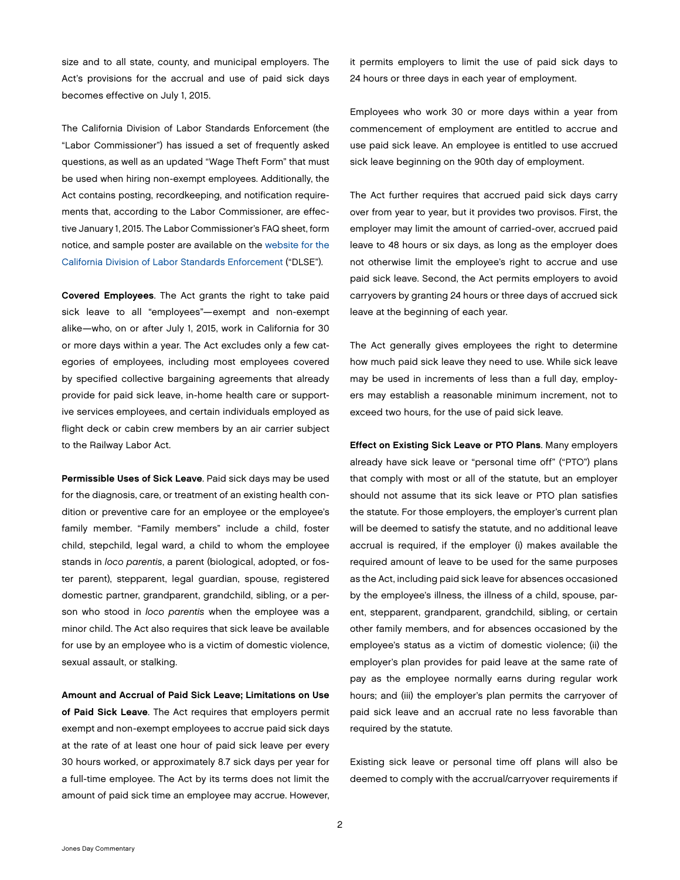size and to all state, county, and municipal employers. The Act's provisions for the accrual and use of paid sick days becomes effective on July 1, 2015.

The California Division of Labor Standards Enforcement (the "Labor Commissioner") has issued a set of frequently asked questions, as well as an updated "Wage Theft Form" that must be used when hiring non-exempt employees. Additionally, the Act contains posting, recordkeeping, and notification requirements that, according to the Labor Commissioner, are effective January 1, 2015. The Labor Commissioner's FAQ sheet, form notice, and sample poster are available on the website for the California Division of Labor Standards Enforcement ("DLSE").

**Covered Employees**. The Act grants the right to take paid sick leave to all "employees"—exempt and non-exempt alike—who, on or after July 1, 2015, work in California for 30 or more days within a year. The Act excludes only a few categories of employees, including most employees covered by specified collective bargaining agreements that already provide for paid sick leave, in-home health care or supportive services employees, and certain individuals employed as flight deck or cabin crew members by an air carrier subject to the Railway Labor Act.

**Permissible Uses of Sick Leave**. Paid sick days may be used for the diagnosis, care, or treatment of an existing health condition or preventive care for an employee or the employee's family member. "Family members" include a child, foster child, stepchild, legal ward, a child to whom the employee stands in *loco parentis*, a parent (biological, adopted, or foster parent), stepparent, legal guardian, spouse, registered domestic partner, grandparent, grandchild, sibling, or a person who stood in *loco parentis* when the employee was a minor child. The Act also requires that sick leave be available for use by an employee who is a victim of domestic violence, sexual assault, or stalking.

**Amount and Accrual of Paid Sick Leave; Limitations on Use of Paid Sick Leave**. The Act requires that employers permit exempt and non-exempt employees to accrue paid sick days at the rate of at least one hour of paid sick leave per every 30 hours worked, or approximately 8.7 sick days per year for a full-time employee. The Act by its terms does not limit the amount of paid sick time an employee may accrue. However, it permits employers to limit the use of paid sick days to 24 hours or three days in each year of employment.

Employees who work 30 or more days within a year from commencement of employment are entitled to accrue and use paid sick leave. An employee is entitled to use accrued sick leave beginning on the 90th day of employment.

The Act further requires that accrued paid sick days carry over from year to year, but it provides two provisos. First, the employer may limit the amount of carried-over, accrued paid leave to 48 hours or six days, as long as the employer does not otherwise limit the employee's right to accrue and use paid sick leave. Second, the Act permits employers to avoid carryovers by granting 24 hours or three days of accrued sick leave at the beginning of each year.

The Act generally gives employees the right to determine how much paid sick leave they need to use. While sick leave may be used in increments of less than a full day, employers may establish a reasonable minimum increment, not to exceed two hours, for the use of paid sick leave.

**Effect on Existing Sick Leave or PTO Plans**. Many employers already have sick leave or "personal time off" ("PTO") plans that comply with most or all of the statute, but an employer should not assume that its sick leave or PTO plan satisfies the statute. For those employers, the employer's current plan will be deemed to satisfy the statute, and no additional leave accrual is required, if the employer (i) makes available the required amount of leave to be used for the same purposes as the Act, including paid sick leave for absences occasioned by the employee's illness, the illness of a child, spouse, parent, stepparent, grandparent, grandchild, sibling, or certain other family members, and for absences occasioned by the employee's status as a victim of domestic violence; (ii) the employer's plan provides for paid leave at the same rate of pay as the employee normally earns during regular work hours; and (iii) the employer's plan permits the carryover of paid sick leave and an accrual rate no less favorable than required by the statute.

Existing sick leave or personal time off plans will also be deemed to comply with the accrual/carryover requirements if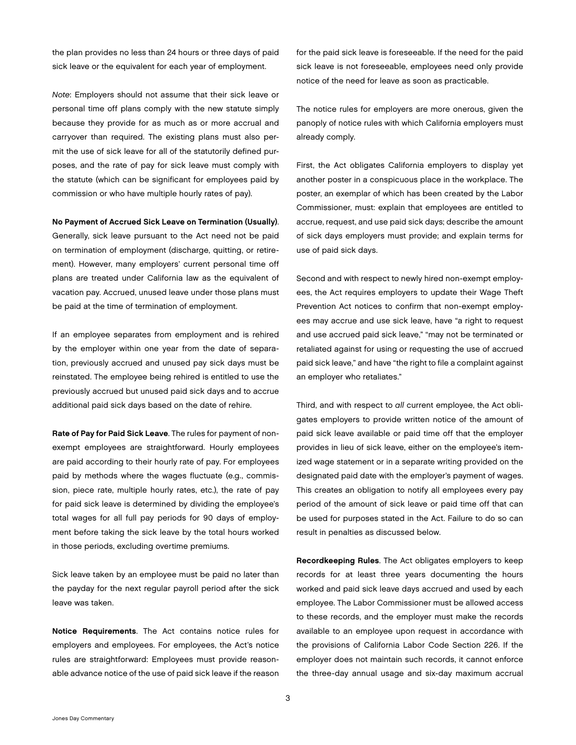the plan provides no less than 24 hours or three days of paid sick leave or the equivalent for each year of employment.

*Note*: Employers should not assume that their sick leave or personal time off plans comply with the new statute simply because they provide for as much as or more accrual and carryover than required. The existing plans must also permit the use of sick leave for all of the statutorily defined purposes, and the rate of pay for sick leave must comply with the statute (which can be significant for employees paid by commission or who have multiple hourly rates of pay).

**No Payment of Accrued Sick Leave on Termination (Usually)**. Generally, sick leave pursuant to the Act need not be paid on termination of employment (discharge, quitting, or retirement). However, many employers' current personal time off plans are treated under California law as the equivalent of vacation pay. Accrued, unused leave under those plans must be paid at the time of termination of employment.

If an employee separates from employment and is rehired by the employer within one year from the date of separation, previously accrued and unused pay sick days must be reinstated. The employee being rehired is entitled to use the previously accrued but unused paid sick days and to accrue additional paid sick days based on the date of rehire.

**Rate of Pay for Paid Sick Leave**. The rules for payment of non-exempt employees are straightforward. Hourly employees are paid according to their hourly rate of pay. For employees paid by methods where the wages fluctuate (e.g., commission, piece rate, multiple hourly rates, etc.), the rate of pay for paid sick leave is determined by dividing the employee's total wages for all full pay periods for 90 days of employment before taking the sick leave by the total hours worked in those periods, excluding overtime premiums.

Sick leave taken by an employee must be paid no later than the payday for the next regular payroll period after the sick leave was taken.

**Notice Requirements**. The Act contains notice rules for employers and employees. For employees, the Act's notice rules are straightforward: Employees must provide reasonable advance notice of the use of paid sick leave if the reason for the paid sick leave is foreseeable. If the need for the paid sick leave is not foreseeable, employees need only provide notice of the need for leave as soon as practicable.

The notice rules for employers are more onerous, given the panoply of notice rules with which California employers must already comply.

First, the Act obligates California employers to display yet another poster in a conspicuous place in the workplace. The poster, an exemplar of which has been created by the Labor Commissioner, must: explain that employees are entitled to accrue, request, and use paid sick days; describe the amount of sick days employers must provide; and explain terms for use of paid sick days.

Second and with respect to newly hired non-exempt employees, the Act requires employers to update their Wage Theft Prevention Act notices to confirm that non-exempt employees may accrue and use sick leave, have "a right to request and use accrued paid sick leave," "may not be terminated or retaliated against for using or requesting the use of accrued paid sick leave," and have "the right to file a complaint against an employer who retaliates."

Third, and with respect to *all* current employee, the Act obligates employers to provide written notice of the amount of paid sick leave available or paid time off that the employer provides in lieu of sick leave, either on the employee's itemized wage statement or in a separate writing provided on the designated paid date with the employer's payment of wages. This creates an obligation to notify all employees every pay period of the amount of sick leave or paid time off that can be used for purposes stated in the Act. Failure to do so can result in penalties as discussed below.

**Recordkeeping Rules**. The Act obligates employers to keep records for at least three years documenting the hours worked and paid sick leave days accrued and used by each employee. The Labor Commissioner must be allowed access to these records, and the employer must make the records available to an employee upon request in accordance with the provisions of California Labor Code Section 226. If the employer does not maintain such records, it cannot enforce the three-day annual usage and six-day maximum accrual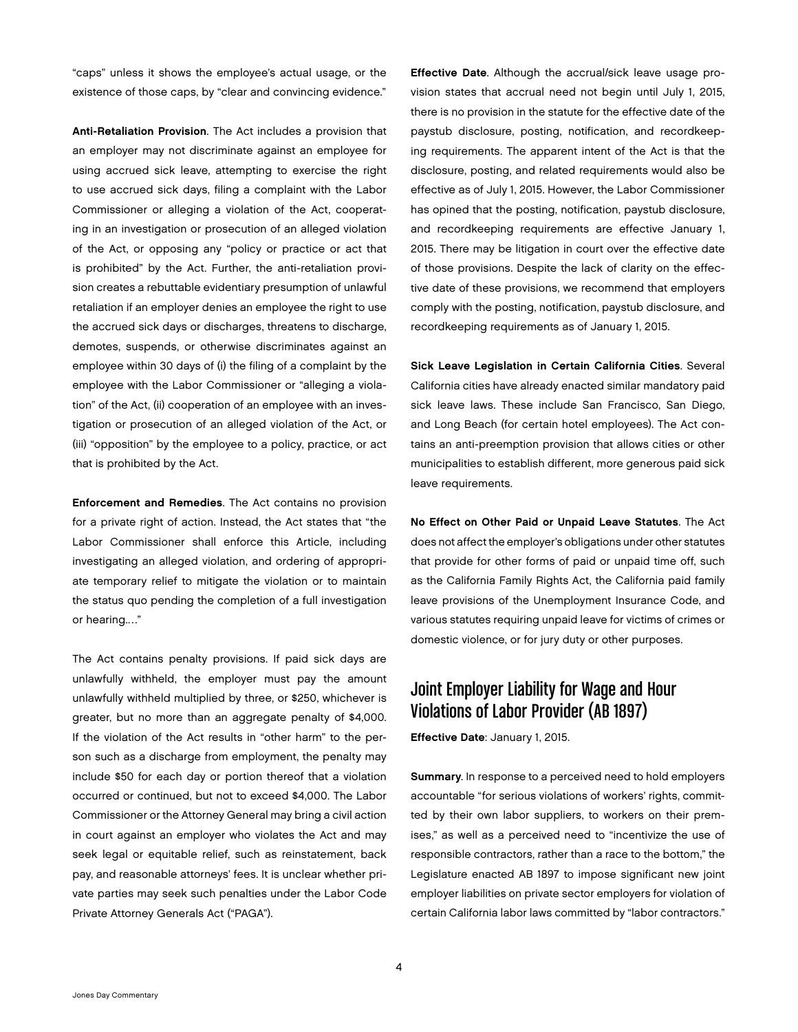"caps" unless it shows the employee's actual usage, or the existence of those caps, by "clear and convincing evidence."

**Anti-Retaliation Provision**. The Act includes a provision that an employer may not discriminate against an employee for using accrued sick leave, attempting to exercise the right to use accrued sick days, filing a complaint with the Labor Commissioner or alleging a violation of the Act, cooperating in an investigation or prosecution of an alleged violation of the Act, or opposing any "policy or practice or act that is prohibited" by the Act. Further, the anti-retaliation provision creates a rebuttable evidentiary presumption of unlawful retaliation if an employer denies an employee the right to use the accrued sick days or discharges, threatens to discharge, demotes, suspends, or otherwise discriminates against an employee within 30 days of (i) the filing of a complaint by the employee with the Labor Commissioner or "alleging a violation" of the Act, (ii) cooperation of an employee with an investigation or prosecution of an alleged violation of the Act, or (iii) "opposition" by the employee to a policy, practice, or act that is prohibited by the Act.

**Enforcement and Remedies**. The Act contains no provision for a private right of action. Instead, the Act states that "the Labor Commissioner shall enforce this Article, including investigating an alleged violation, and ordering of appropriate temporary relief to mitigate the violation or to maintain the status quo pending the completion of a full investigation or hearing…."

The Act contains penalty provisions. If paid sick days are unlawfully withheld, the employer must pay the amount unlawfully withheld multiplied by three, or $250, whichever is greater, but no more than an aggregate penalty of $4,000. If the violation of the Act results in "other harm" to the person such as a discharge from employment, the penalty may include $50 for each day or portion thereof that a violation occurred or continued, but not to exceed $4,000. The Labor Commissioner or the Attorney General may bring a civil action in court against an employer who violates the Act and may seek legal or equitable relief, such as reinstatement, back pay, and reasonable attorneys' fees. It is unclear whether private parties may seek such penalties under the Labor Code Private Attorney Generals Act ("PAGA").

**Effective Date**. Although the accrual/sick leave usage provision states that accrual need not begin until July 1, 2015, there is no provision in the statute for the effective date of the paystub disclosure, posting, notification, and recordkeeping requirements. The apparent intent of the Act is that the disclosure, posting, and related requirements would also be effective as of July 1, 2015. However, the Labor Commissioner has opined that the posting, notification, paystub disclosure, and recordkeeping requirements are effective January 1, 2015. There may be litigation in court over the effective date of those provisions. Despite the lack of clarity on the effective date of these provisions, we recommend that employers comply with the posting, notification, paystub disclosure, and recordkeeping requirements as of January 1, 2015.

**Sick Leave Legislation in Certain California Cities**. Several California cities have already enacted similar mandatory paid sick leave laws. These include San Francisco, San Diego, and Long Beach (for certain hotel employees). The Act contains an anti-preemption provision that allows cities or other municipalities to establish different, more generous paid sick leave requirements.

**No Effect on Other Paid or Unpaid Leave Statutes**. The Act does not affect the employer's obligations under other statutes that provide for other forms of paid or unpaid time off, such as the California Family Rights Act, the California paid family leave provisions of the Unemployment Insurance Code, and various statutes requiring unpaid leave for victims of crimes or domestic violence, or for jury duty or other purposes.

## Joint Employer Liability for Wage and Hour Violations of Labor Provider (AB 1897)

**Effective Date**: January 1, 2015.

**Summary**. In response to a perceived need to hold employers accountable "for serious violations of workers' rights, committed by their own labor suppliers, to workers on their premises," as well as a perceived need to "incentivize the use of responsible contractors, rather than a race to the bottom," the Legislature enacted AB 1897 to impose significant new joint employer liabilities on private sector employers for violation of certain California labor laws committed by "labor contractors."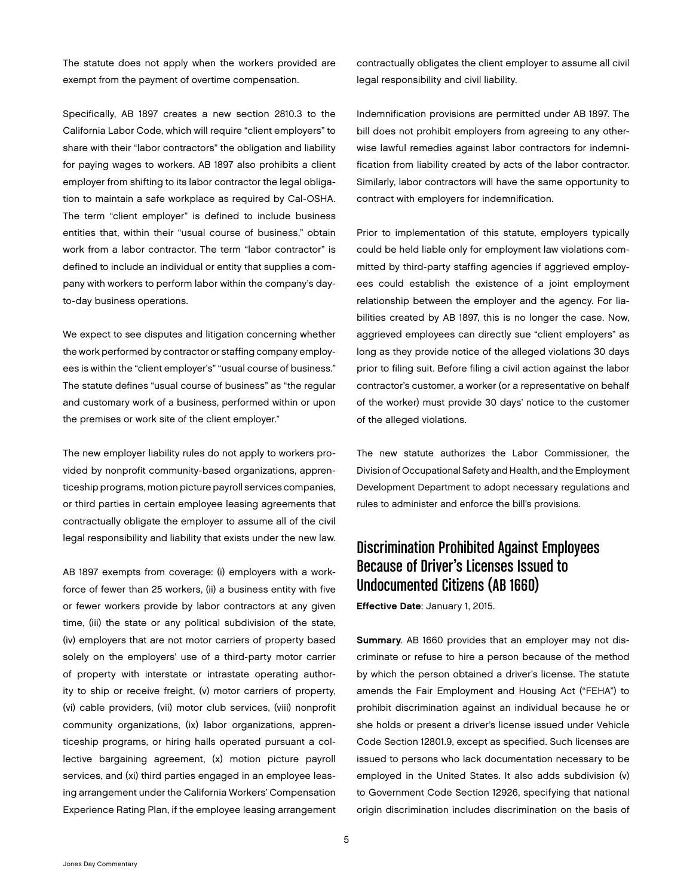The statute does not apply when the workers provided are exempt from the payment of overtime compensation.

Specifically, AB 1897 creates a new section 2810.3 to the California Labor Code, which will require "client employers" to share with their "labor contractors" the obligation and liability for paying wages to workers. AB 1897 also prohibits a client employer from shifting to its labor contractor the legal obligation to maintain a safe workplace as required by Cal-OSHA. The term "client employer" is defined to include business entities that, within their "usual course of business," obtain work from a labor contractor. The term "labor contractor" is defined to include an individual or entity that supplies a company with workers to perform labor within the company's day-to-day business operations.

We expect to see disputes and litigation concerning whether the work performed by contractor or staffing company employees is within the "client employer's" "usual course of business." The statute defines "usual course of business" as "the regular and customary work of a business, performed within or upon the premises or work site of the client employer."

The new employer liability rules do not apply to workers provided by nonprofit community-based organizations, apprenticeship programs, motion picture payroll services companies, or third parties in certain employee leasing agreements that contractually obligate the employer to assume all of the civil legal responsibility and liability that exists under the new law.

AB 1897 exempts from coverage: (i) employers with a workforce of fewer than 25 workers, (ii) a business entity with five or fewer workers provide by labor contractors at any given time, (iii) the state or any political subdivision of the state, (iv) employers that are not motor carriers of property based solely on the employers' use of a third-party motor carrier of property with interstate or intrastate operating authority to ship or receive freight, (v) motor carriers of property, (vi) cable providers, (vii) motor club services, (viii) nonprofit community organizations, (ix) labor organizations, apprenticeship programs, or hiring halls operated pursuant a collective bargaining agreement, (x) motion picture payroll services, and (xi) third parties engaged in an employee leasing arrangement under the California Workers' Compensation Experience Rating Plan, if the employee leasing arrangement contractually obligates the client employer to assume all civil legal responsibility and civil liability.

Indemnification provisions are permitted under AB 1897. The bill does not prohibit employers from agreeing to any otherwise lawful remedies against labor contractors for indemnification from liability created by acts of the labor contractor. Similarly, labor contractors will have the same opportunity to contract with employers for indemnification.

Prior to implementation of this statute, employers typically could be held liable only for employment law violations committed by third-party staffing agencies if aggrieved employees could establish the existence of a joint employment relationship between the employer and the agency. For liabilities created by AB 1897, this is no longer the case. Now, aggrieved employees can directly sue "client employers" as long as they provide notice of the alleged violations 30 days prior to filing suit. Before filing a civil action against the labor contractor's customer, a worker (or a representative on behalf of the worker) must provide 30 days' notice to the customer of the alleged violations.

The new statute authorizes the Labor Commissioner, the Division of Occupational Safety and Health, and the Employment Development Department to adopt necessary regulations and rules to administer and enforce the bill's provisions.

## Discrimination Prohibited Against Employees Because of Driver's Licenses Issued to Undocumented Citizens (AB 1660)

**Effective Date**: January 1, 2015.

**Summary**. AB 1660 provides that an employer may not discriminate or refuse to hire a person because of the method by which the person obtained a driver's license. The statute amends the Fair Employment and Housing Act ("FEHA") to prohibit discrimination against an individual because he or she holds or present a driver's license issued under Vehicle Code Section 12801.9, except as specified. Such licenses are issued to persons who lack documentation necessary to be employed in the United States. It also adds subdivision (v) to Government Code Section 12926, specifying that national origin discrimination includes discrimination on the basis of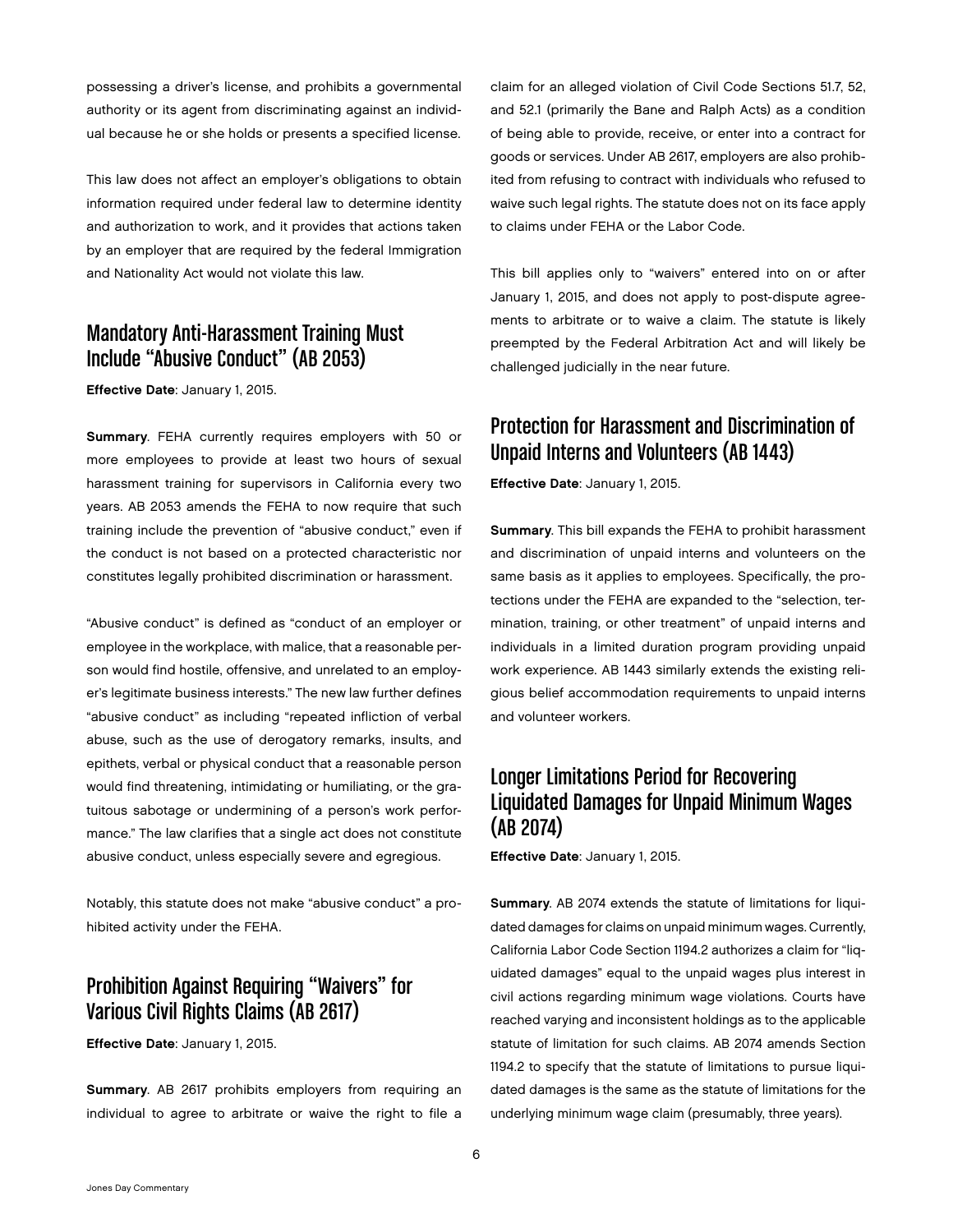possessing a driver's license, and prohibits a governmental authority or its agent from discriminating against an individual because he or she holds or presents a specified license.

This law does not affect an employer's obligations to obtain information required under federal law to determine identity and authorization to work, and it provides that actions taken by an employer that are required by the federal Immigration and Nationality Act would not violate this law.

## Mandatory Anti-Harassment Training Must Include "Abusive Conduct" (AB 2053)

**Effective Date**: January 1, 2015.

**Summary**. FEHA currently requires employers with 50 or more employees to provide at least two hours of sexual harassment training for supervisors in California every two years. AB 2053 amends the FEHA to now require that such training include the prevention of "abusive conduct," even if the conduct is not based on a protected characteristic nor constitutes legally prohibited discrimination or harassment.

"Abusive conduct" is defined as "conduct of an employer or employee in the workplace, with malice, that a reasonable person would find hostile, offensive, and unrelated to an employer's legitimate business interests." The new law further defines "abusive conduct" as including "repeated infliction of verbal abuse, such as the use of derogatory remarks, insults, and epithets, verbal or physical conduct that a reasonable person would find threatening, intimidating or humiliating, or the gratuitous sabotage or undermining of a person's work performance." The law clarifies that a single act does not constitute abusive conduct, unless especially severe and egregious.

Notably, this statute does not make "abusive conduct" a prohibited activity under the FEHA.

## Prohibition Against Requiring "Waivers" for Various Civil Rights Claims (AB 2617)

**Effective Date**: January 1, 2015.

**Summary**. AB 2617 prohibits employers from requiring an individual to agree to arbitrate or waive the right to file a claim for an alleged violation of Civil Code Sections 51.7, 52, and 52.1 (primarily the Bane and Ralph Acts) as a condition of being able to provide, receive, or enter into a contract for goods or services. Under AB 2617, employers are also prohibited from refusing to contract with individuals who refused to waive such legal rights. The statute does not on its face apply to claims under FEHA or the Labor Code.

This bill applies only to "waivers" entered into on or after January 1, 2015, and does not apply to post-dispute agreements to arbitrate or to waive a claim. The statute is likely preempted by the Federal Arbitration Act and will likely be challenged judicially in the near future.

## Protection for Harassment and Discrimination of Unpaid Interns and Volunteers (AB 1443)

**Effective Date**: January 1, 2015.

**Summary**. This bill expands the FEHA to prohibit harassment and discrimination of unpaid interns and volunteers on the same basis as it applies to employees. Specifically, the protections under the FEHA are expanded to the "selection, termination, training, or other treatment" of unpaid interns and individuals in a limited duration program providing unpaid work experience. AB 1443 similarly extends the existing religious belief accommodation requirements to unpaid interns and volunteer workers.

## Longer Limitations Period for Recovering Liquidated Damages for Unpaid Minimum Wages (AB 2074)

**Effective Date**: January 1, 2015.

**Summary**. AB 2074 extends the statute of limitations for liquidated damages for claims on unpaid minimum wages. Currently, California Labor Code Section 1194.2 authorizes a claim for "liquidated damages" equal to the unpaid wages plus interest in civil actions regarding minimum wage violations. Courts have reached varying and inconsistent holdings as to the applicable statute of limitation for such claims. AB 2074 amends Section 1194.2 to specify that the statute of limitations to pursue liquidated damages is the same as the statute of limitations for the underlying minimum wage claim (presumably, three years).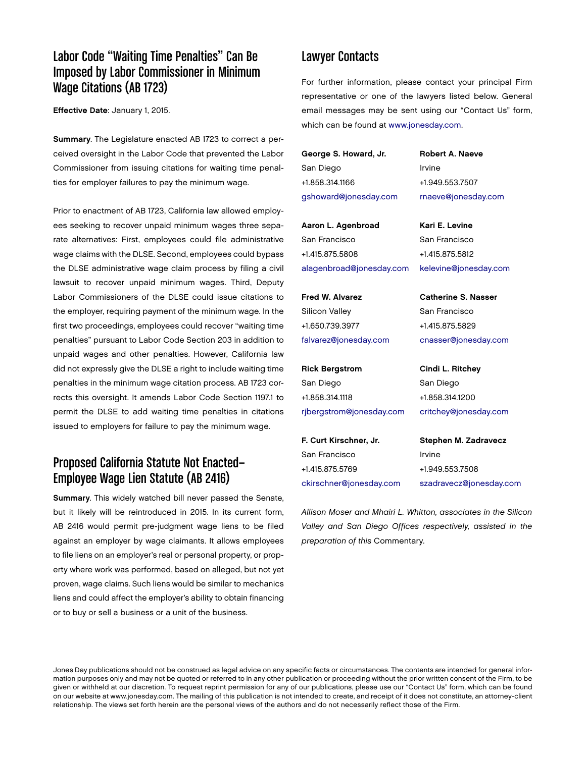## Labor Code "Waiting Time Penalties" Can Be Imposed by Labor Commissioner in Minimum Wage Citations (AB 1723)

**Effective Date**: January 1, 2015.

**Summary**. The Legislature enacted AB 1723 to correct a perceived oversight in the Labor Code that prevented the Labor Commissioner from issuing citations for waiting time penalties for employer failures to pay the minimum wage.

Prior to enactment of AB 1723, California law allowed employees seeking to recover unpaid minimum wages three separate alternatives: First, employees could file administrative wage claims with the DLSE. Second, employees could bypass the DLSE administrative wage claim process by filing a civil lawsuit to recover unpaid minimum wages. Third, Deputy Labor Commissioners of the DLSE could issue citations to the employer, requiring payment of the minimum wage. In the first two proceedings, employees could recover "waiting time penalties" pursuant to Labor Code Section 203 in addition to unpaid wages and other penalties. However, California law did not expressly give the DLSE a right to include waiting time penalties in the minimum wage citation process. AB 1723 corrects this oversight. It amends Labor Code Section 1197.1 to permit the DLSE to add waiting time penalties in citations issued to employers for failure to pay the minimum wage.

## Proposed California Statute Not Enacted–Employee Wage Lien Statute (AB 2416)

**Summary**. This widely watched bill never passed the Senate, but it likely will be reintroduced in 2015. In its current form, AB 2416 would permit pre-judgment wage liens to be filed against an employer by wage claimants. It allows employees to file liens on an employer's real or personal property, or property where work was performed, based on alleged, but not yet proven, wage claims. Such liens would be similar to mechanics liens and could affect the employer's ability to obtain financing or to buy or sell a business or a unit of the business.

## Lawyer Contacts

For further information, please contact your principal Firm representative or one of the lawyers listed below. General email messages may be sent using our "Contact Us" form, which can be found at www.jonesday.com.

**George S. Howard, Jr.**
San Diego
+1.858.314.1166
gshoward@jonesday.com

**Robert A. Naeve**
Irvine
+1.949.553.7507
rnaeve@jonesday.com

**Aaron L. Agenbroad**
San Francisco
+1.415.875.5808
alagenbroad@jonesday.com

**Kari E. Levine**
San Francisco
+1.415.875.5812
kelevine@jonesday.com

**Fred W. Alvarez**
Silicon Valley
+1.650.739.3977
falvarez@jonesday.com

**Catherine S. Nasser**
San Francisco
+1.415.875.5829
cnasser@jonesday.com

**Rick Bergstrom**
San Diego
+1.858.314.1118
rjbergstrom@jonesday.com

**Cindi L. Ritchey**
San Diego
+1.858.314.1200
critchey@jonesday.com

**F. Curt Kirschner, Jr.**
San Francisco
+1.415.875.5769
ckirschner@jonesday.com

**Stephen M. Zadravecz**
Irvine
+1.949.553.7508
szadravecz@jonesday.com

*Allison Moser and Mhairi L. Whitton, associates in the Silicon Valley and San Diego Offices respectively, assisted in the preparation of this* Commentary.

Jones Day publications should not be construed as legal advice on any specific facts or circumstances. The contents are intended for general information purposes only and may not be quoted or referred to in any other publication or proceeding without the prior written consent of the Firm, to be given or withheld at our discretion. To request reprint permission for any of our publications, please use our "Contact Us" form, which can be found on our website at www.jonesday.com. The mailing of this publication is not intended to create, and receipt of it does not constitute, an attorney-client relationship. The views set forth herein are the personal views of the authors and do not necessarily reflect those of the Firm.